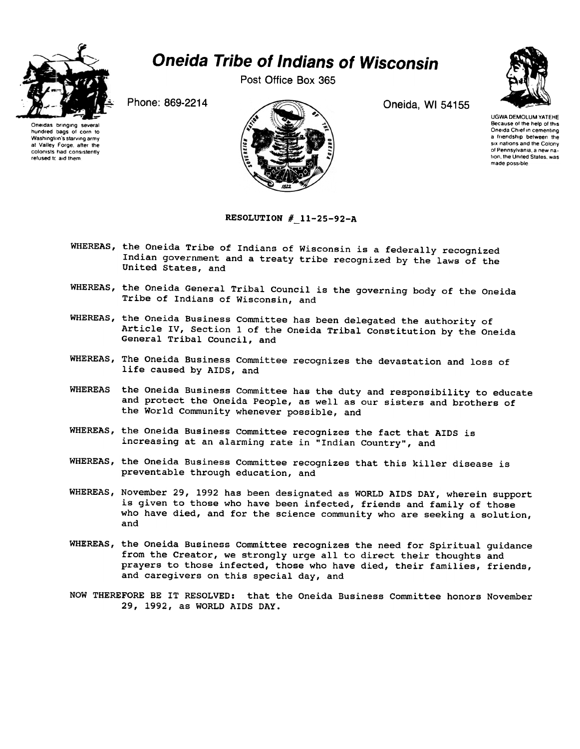# Oneida Tribe of Indians of Wisconsin

Post Office Box 365

Phone: 869-2214

Oneida, WI 54155

Oneidas bringing several hundred bags of corn to Washington's starving army at Valley Forge, after the colonists had consistently refused to aid them

UGWA DEMOLUM YATEHE
Because of the help of this Oneida Chief in cementing a friendship between the six nations and the Colony of Pennsylvania, a new nation, the United States, was made possible

**RESOLUTION # 11-25-92-A**

WHEREAS, the Oneida Tribe of Indians of Wisconsin is a federally recognized Indian government and a treaty tribe recognized by the laws of the United States, and

WHEREAS, the Oneida General Tribal Council is the governing body of the Oneida Tribe of Indians of Wisconsin, and

WHEREAS, the Oneida Business Committee has been delegated the authority of Article IV, Section 1 of the Oneida Tribal Constitution by the Oneida General Tribal Council, and

WHEREAS, The Oneida Business Committee recognizes the devastation and loss of life caused by AIDS, and

WHEREAS the Oneida Business Committee has the duty and responsibility to educate and protect the Oneida People, as well as our sisters and brothers of the World Community whenever possible, and

WHEREAS, the Oneida Business Committee recognizes the fact that AIDS is increasing at an alarming rate in "Indian Country", and

WHEREAS, the Oneida Business Committee recognizes that this killer disease is preventable through education, and

WHEREAS, November 29, 1992 has been designated as WORLD AIDS DAY, wherein support is given to those who have been infected, friends and family of those who have died, and for the science community who are seeking a solution, and

WHEREAS, the Oneida Business Committee recognizes the need for Spiritual guidance from the Creator, we strongly urge all to direct their thoughts and prayers to those infected, those who have died, their families, friends, and caregivers on this special day, and

NOW THEREFORE BE IT RESOLVED: that the Oneida Business Committee honors November 29, 1992, as WORLD AIDS DAY.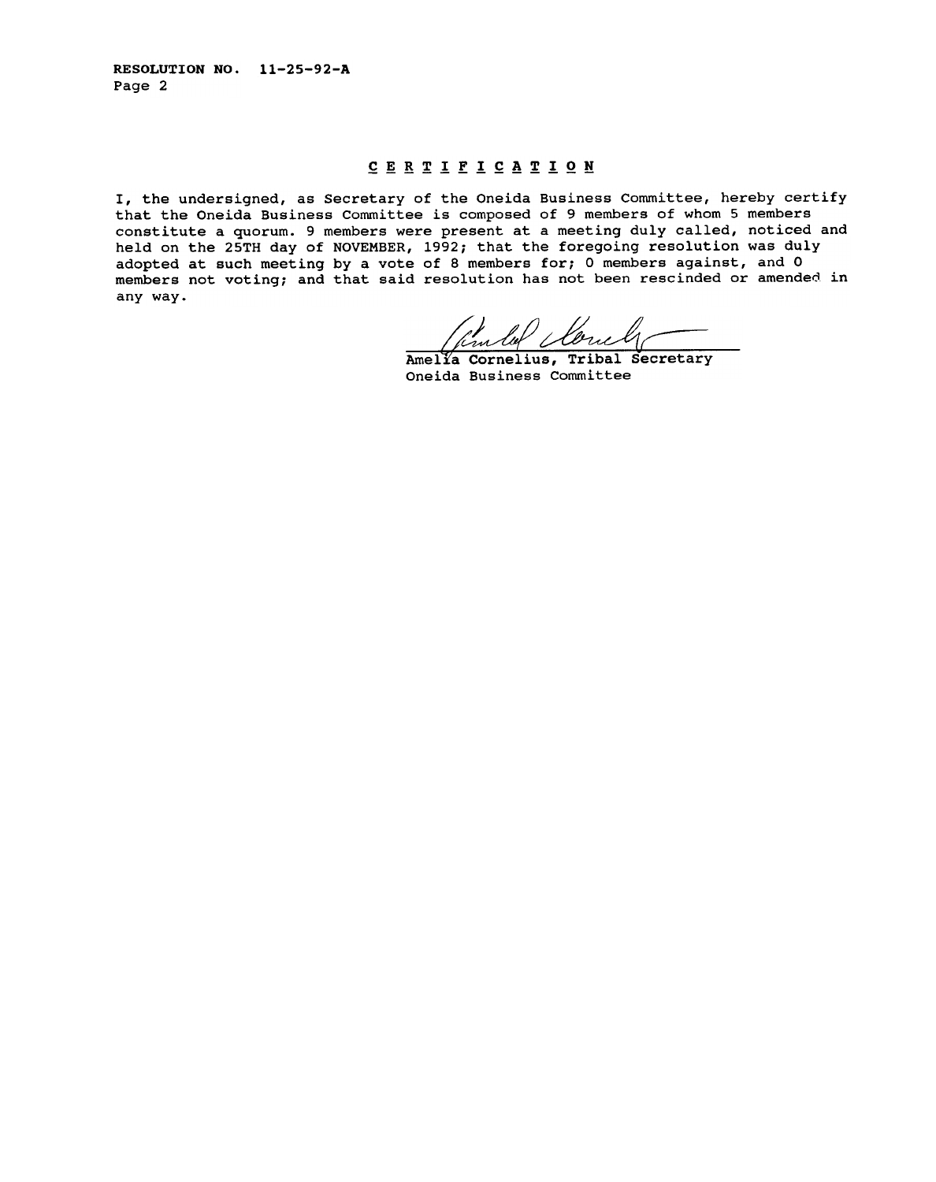RESOLUTION NO. 11-25-92-A
Page 2

## CERTIFICATION

I, the undersigned, as Secretary of the Oneida Business Committee, hereby certify that the Oneida Business Committee is composed of 9 members of whom 5 members constitute a quorum. 9 members were present at a meeting duly called, noticed and held on the 25TH day of NOVEMBER, 1992; that the foregoing resolution was duly adopted at such meeting by a vote of 8 members for; 0 members against, and 0 members not voting; and that said resolution has not been rescinded or amended in any way.

Amelia Cornelius, Tribal Secretary
Oneida Business Committee